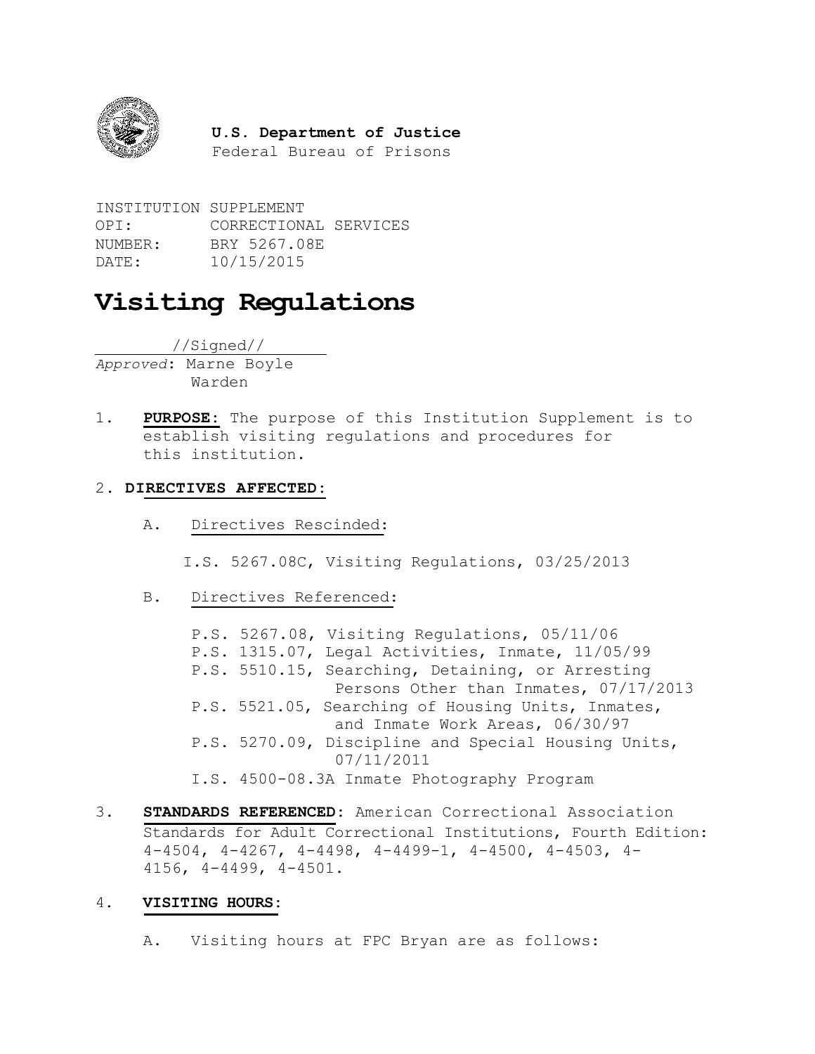**U.S. Department of Justice**
Federal Bureau of Prisons

INSTITUTION SUPPLEMENT
OPI: CORRECTIONAL SERVICES
NUMBER: BRY 5267.08E
DATE: 10/15/2015

# Visiting Regulations

//Signed//
*Approved*: Marne Boyle
Warden

1. **PURPOSE:** The purpose of this Institution Supplement is to establish visiting regulations and procedures for this institution.

2. **DIRECTIVES AFFECTED:**

   A. Directives Rescinded:

   I.S. 5267.08C, Visiting Regulations, 03/25/2013

   B. Directives Referenced:

   P.S. 5267.08, Visiting Regulations, 05/11/06
   P.S. 1315.07, Legal Activities, Inmate, 11/05/99
   P.S. 5510.15, Searching, Detaining, or Arresting Persons Other than Inmates, 07/17/2013
   P.S. 5521.05, Searching of Housing Units, Inmates, and Inmate Work Areas, 06/30/97
   P.S. 5270.09, Discipline and Special Housing Units, 07/11/2011
   I.S. 4500-08.3A Inmate Photography Program

3. **STANDARDS REFERENCED:** American Correctional Association Standards for Adult Correctional Institutions, Fourth Edition: 4-4504, 4-4267, 4-4498, 4-4499-1, 4-4500, 4-4503, 4-4156, 4-4499, 4-4501.

4. **VISITING HOURS:**

   A. Visiting hours at FPC Bryan are as follows: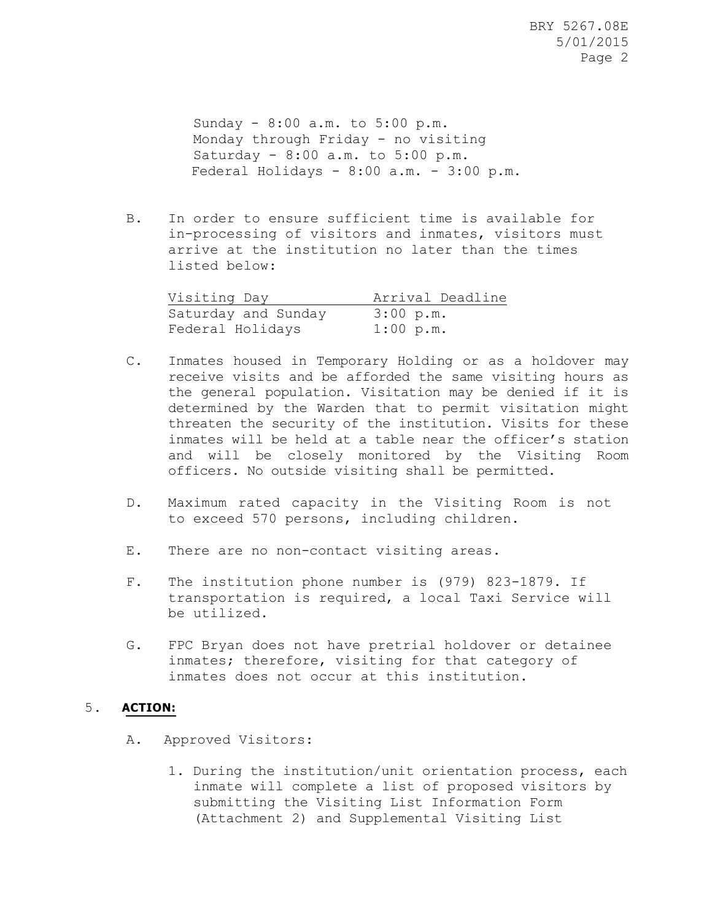Sunday - 8:00 a.m. to 5:00 p.m.
Monday through Friday - no visiting
Saturday - 8:00 a.m. to 5:00 p.m.
Federal Holidays - 8:00 a.m. - 3:00 p.m.

B. In order to ensure sufficient time is available for in-processing of visitors and inmates, visitors must arrive at the institution no later than the times listed below:

| Visiting Day | Arrival Deadline |
|---|---|
| Saturday and Sunday | 3:00 p.m. |
| Federal Holidays | 1:00 p.m. |

C. Inmates housed in Temporary Holding or as a holdover may receive visits and be afforded the same visiting hours as the general population. Visitation may be denied if it is determined by the Warden that to permit visitation might threaten the security of the institution. Visits for these inmates will be held at a table near the officer's station and will be closely monitored by the Visiting Room officers. No outside visiting shall be permitted.

D. Maximum rated capacity in the Visiting Room is not to exceed 570 persons, including children.

E. There are no non-contact visiting areas.

F. The institution phone number is (979) 823-1879. If transportation is required, a local Taxi Service will be utilized.

G. FPC Bryan does not have pretrial holdover or detainee inmates; therefore, visiting for that category of inmates does not occur at this institution.

## 5. **ACTION:**

A. Approved Visitors:

1. During the institution/unit orientation process, each inmate will complete a list of proposed visitors by submitting the Visiting List Information Form (Attachment 2) and Supplemental Visiting List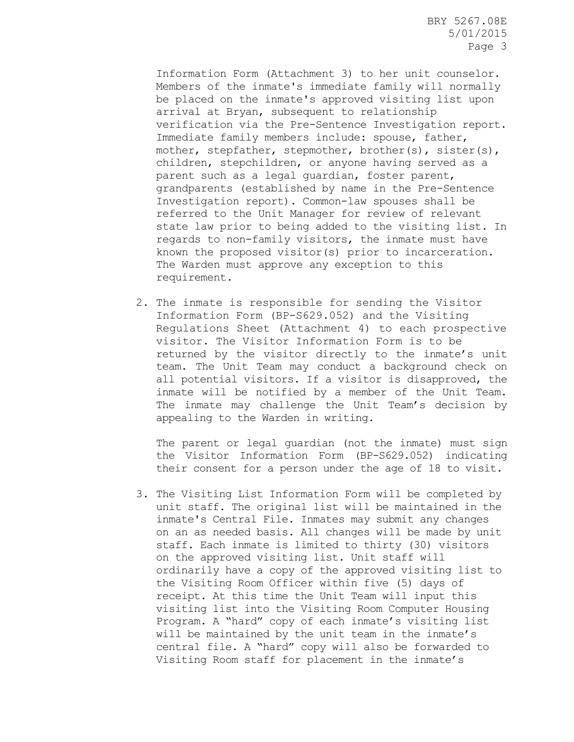Information Form (Attachment 3) to her unit counselor. Members of the inmate's immediate family will normally be placed on the inmate's approved visiting list upon arrival at Bryan, subsequent to relationship verification via the Pre-Sentence Investigation report. Immediate family members include: spouse, father, mother, stepfather, stepmother, brother(s), sister(s), children, stepchildren, or anyone having served as a parent such as a legal guardian, foster parent, grandparents (established by name in the Pre-Sentence Investigation report). Common-law spouses shall be referred to the Unit Manager for review of relevant state law prior to being added to the visiting list. In regards to non-family visitors, the inmate must have known the proposed visitor(s) prior to incarceration. The Warden must approve any exception to this requirement.

2. The inmate is responsible for sending the Visitor Information Form (BP-S629.052) and the Visiting Regulations Sheet (Attachment 4) to each prospective visitor. The Visitor Information Form is to be returned by the visitor directly to the inmate's unit team. The Unit Team may conduct a background check on all potential visitors. If a visitor is disapproved, the inmate will be notified by a member of the Unit Team. The inmate may challenge the Unit Team's decision by appealing to the Warden in writing.

   The parent or legal guardian (not the inmate) must sign the Visitor Information Form (BP-S629.052) indicating their consent for a person under the age of 18 to visit.

3. The Visiting List Information Form will be completed by unit staff. The original list will be maintained in the inmate's Central File. Inmates may submit any changes on an as needed basis. All changes will be made by unit staff. Each inmate is limited to thirty (30) visitors on the approved visiting list. Unit staff will ordinarily have a copy of the approved visiting list to the Visiting Room Officer within five (5) days of receipt. At this time the Unit Team will input this visiting list into the Visiting Room Computer Housing Program. A "hard" copy of each inmate's visiting list will be maintained by the unit team in the inmate's central file. A "hard" copy will also be forwarded to Visiting Room staff for placement in the inmate's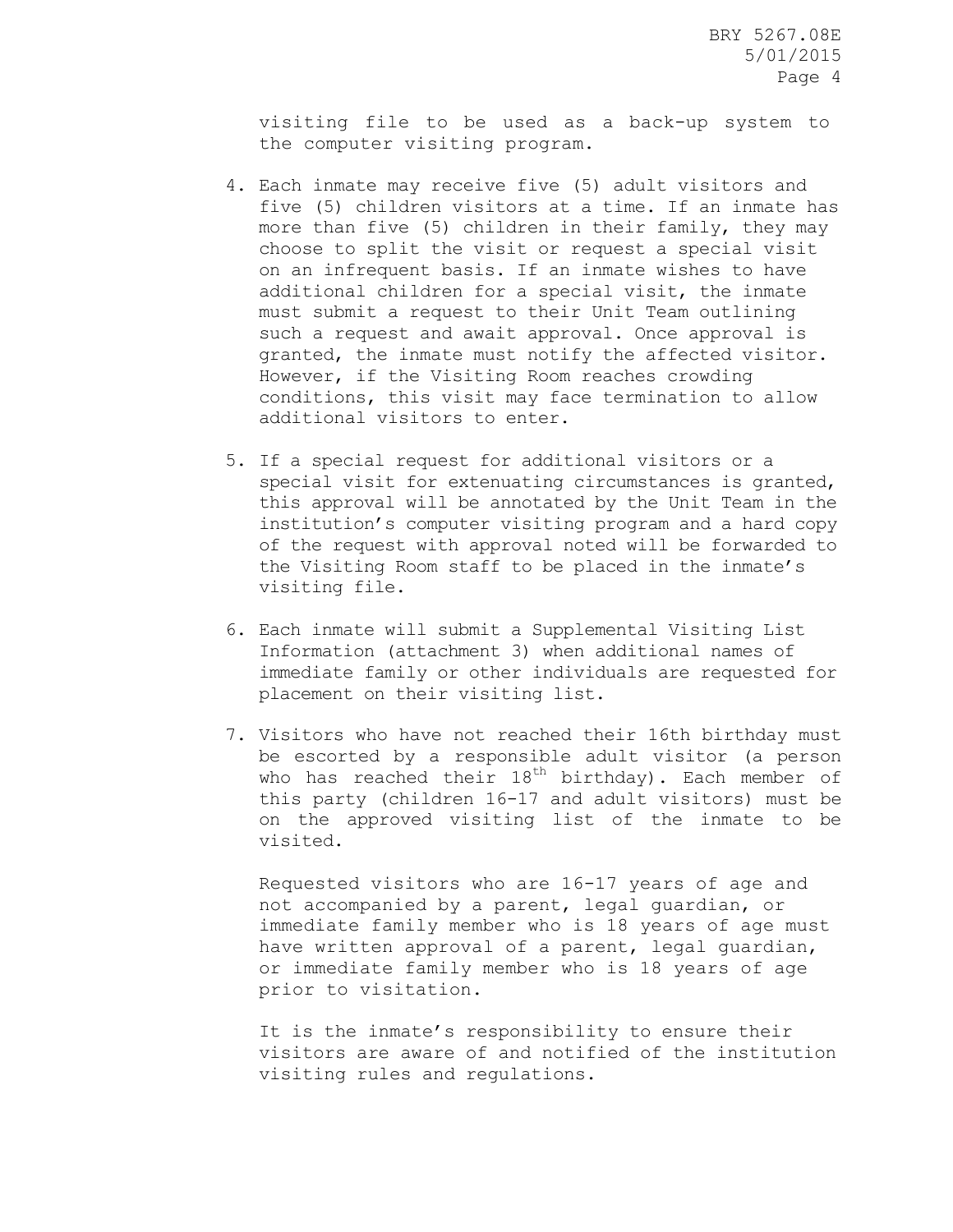visiting file to be used as a back-up system to the computer visiting program.

4. Each inmate may receive five (5) adult visitors and five (5) children visitors at a time. If an inmate has more than five (5) children in their family, they may choose to split the visit or request a special visit on an infrequent basis. If an inmate wishes to have additional children for a special visit, the inmate must submit a request to their Unit Team outlining such a request and await approval. Once approval is granted, the inmate must notify the affected visitor. However, if the Visiting Room reaches crowding conditions, this visit may face termination to allow additional visitors to enter.

5. If a special request for additional visitors or a special visit for extenuating circumstances is granted, this approval will be annotated by the Unit Team in the institution's computer visiting program and a hard copy of the request with approval noted will be forwarded to the Visiting Room staff to be placed in the inmate's visiting file.

6. Each inmate will submit a Supplemental Visiting List Information (attachment 3) when additional names of immediate family or other individuals are requested for placement on their visiting list.

7. Visitors who have not reached their 16th birthday must be escorted by a responsible adult visitor (a person who has reached their 18th birthday). Each member of this party (children 16-17 and adult visitors) must be on the approved visiting list of the inmate to be visited.

   Requested visitors who are 16-17 years of age and not accompanied by a parent, legal guardian, or immediate family member who is 18 years of age must have written approval of a parent, legal guardian, or immediate family member who is 18 years of age prior to visitation.

   It is the inmate's responsibility to ensure their visitors are aware of and notified of the institution visiting rules and regulations.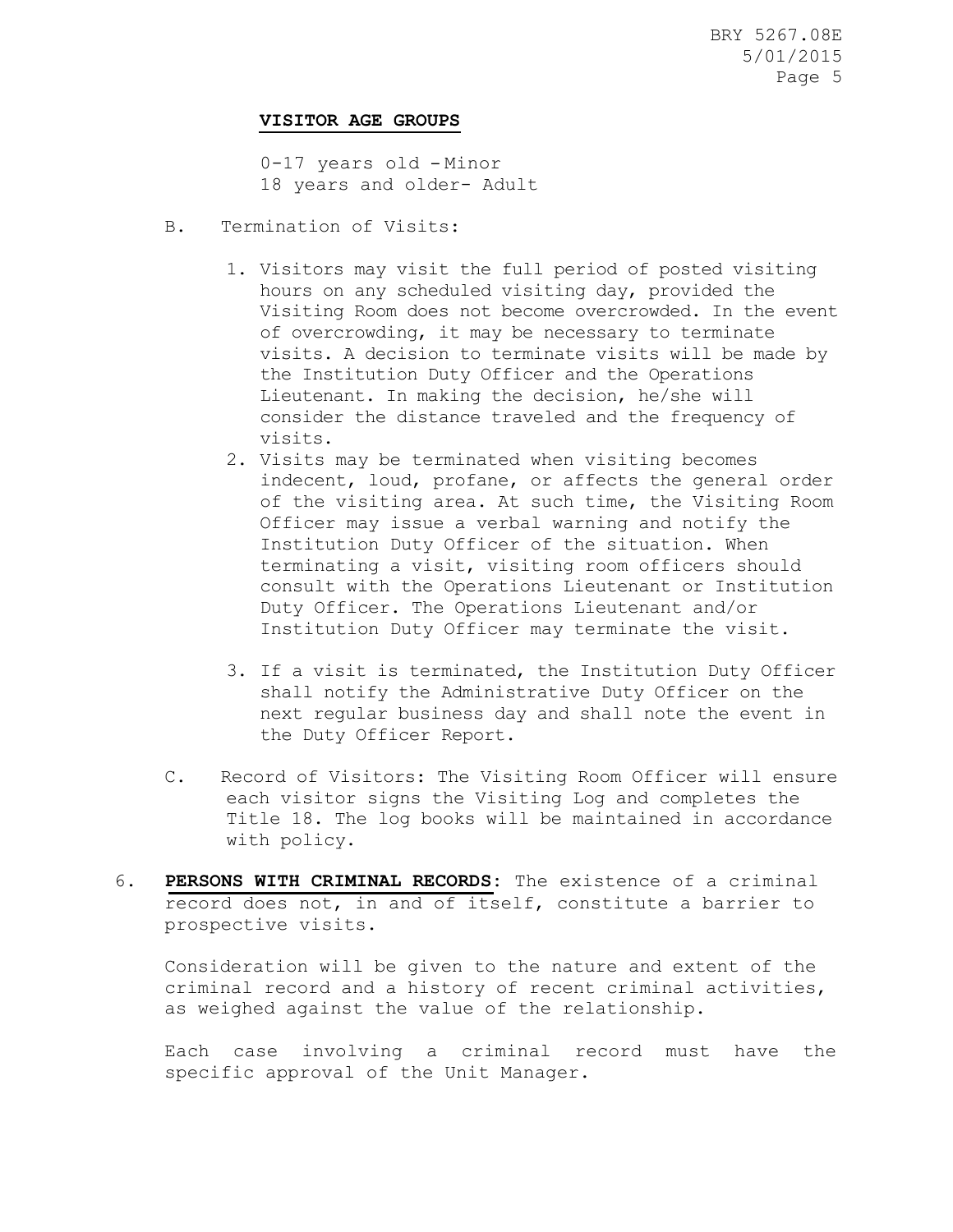**VISITOR AGE GROUPS**

0-17 years old - Minor
18 years and older- Adult

B. Termination of Visits:

1. Visitors may visit the full period of posted visiting hours on any scheduled visiting day, provided the Visiting Room does not become overcrowded. In the event of overcrowding, it may be necessary to terminate visits. A decision to terminate visits will be made by the Institution Duty Officer and the Operations Lieutenant. In making the decision, he/she will consider the distance traveled and the frequency of visits.
2. Visits may be terminated when visiting becomes indecent, loud, profane, or affects the general order of the visiting area. At such time, the Visiting Room Officer may issue a verbal warning and notify the Institution Duty Officer of the situation. When terminating a visit, visiting room officers should consult with the Operations Lieutenant or Institution Duty Officer. The Operations Lieutenant and/or Institution Duty Officer may terminate the visit.
3. If a visit is terminated, the Institution Duty Officer shall notify the Administrative Duty Officer on the next regular business day and shall note the event in the Duty Officer Report.

C. Record of Visitors: The Visiting Room Officer will ensure each visitor signs the Visiting Log and completes the Title 18. The log books will be maintained in accordance with policy.

6. **PERSONS WITH CRIMINAL RECORDS**: The existence of a criminal record does not, in and of itself, constitute a barrier to prospective visits.

Consideration will be given to the nature and extent of the criminal record and a history of recent criminal activities, as weighed against the value of the relationship.

Each case involving a criminal record must have the specific approval of the Unit Manager.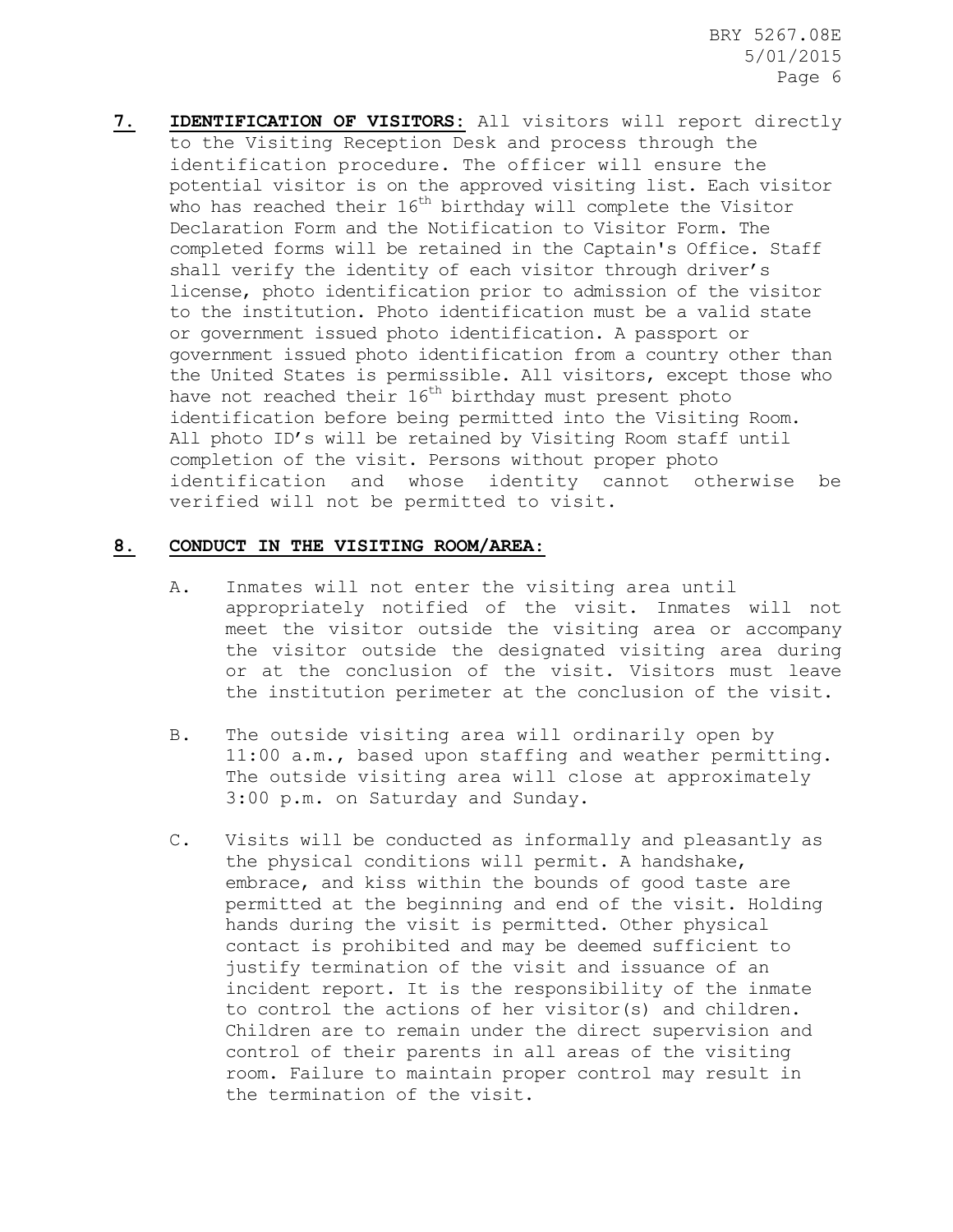**7. IDENTIFICATION OF VISITORS:** All visitors will report directly to the Visiting Reception Desk and process through the identification procedure. The officer will ensure the potential visitor is on the approved visiting list. Each visitor who has reached their 16th birthday will complete the Visitor Declaration Form and the Notification to Visitor Form. The completed forms will be retained in the Captain's Office. Staff shall verify the identity of each visitor through driver's license, photo identification prior to admission of the visitor to the institution. Photo identification must be a valid state or government issued photo identification. A passport or government issued photo identification from a country other than the United States is permissible. All visitors, except those who have not reached their 16th birthday must present photo identification before being permitted into the Visiting Room. All photo ID's will be retained by Visiting Room staff until completion of the visit. Persons without proper photo identification and whose identity cannot otherwise be verified will not be permitted to visit.

**8. CONDUCT IN THE VISITING ROOM/AREA:**

A. Inmates will not enter the visiting area until appropriately notified of the visit. Inmates will not meet the visitor outside the visiting area or accompany the visitor outside the designated visiting area during or at the conclusion of the visit. Visitors must leave the institution perimeter at the conclusion of the visit.

B. The outside visiting area will ordinarily open by 11:00 a.m., based upon staffing and weather permitting. The outside visiting area will close at approximately 3:00 p.m. on Saturday and Sunday.

C. Visits will be conducted as informally and pleasantly as the physical conditions will permit. A handshake, embrace, and kiss within the bounds of good taste are permitted at the beginning and end of the visit. Holding hands during the visit is permitted. Other physical contact is prohibited and may be deemed sufficient to justify termination of the visit and issuance of an incident report. It is the responsibility of the inmate to control the actions of her visitor(s) and children. Children are to remain under the direct supervision and control of their parents in all areas of the visiting room. Failure to maintain proper control may result in the termination of the visit.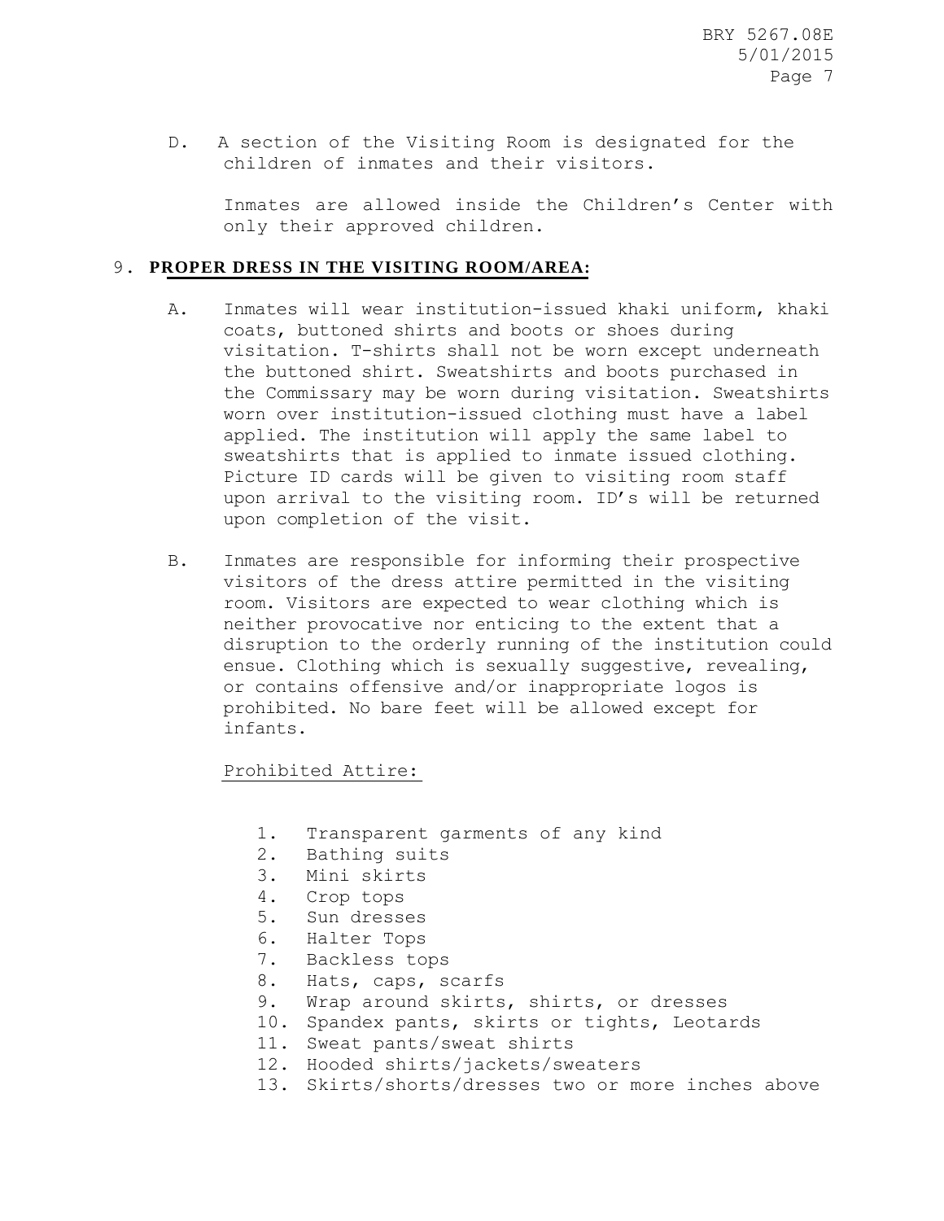D. A section of the Visiting Room is designated for the children of inmates and their visitors.

Inmates are allowed inside the Children's Center with only their approved children.

## 9. PROPER DRESS IN THE VISITING ROOM/AREA:

A. Inmates will wear institution-issued khaki uniform, khaki coats, buttoned shirts and boots or shoes during visitation. T-shirts shall not be worn except underneath the buttoned shirt. Sweatshirts and boots purchased in the Commissary may be worn during visitation. Sweatshirts worn over institution-issued clothing must have a label applied. The institution will apply the same label to sweatshirts that is applied to inmate issued clothing. Picture ID cards will be given to visiting room staff upon arrival to the visiting room. ID's will be returned upon completion of the visit.

B. Inmates are responsible for informing their prospective visitors of the dress attire permitted in the visiting room. Visitors are expected to wear clothing which is neither provocative nor enticing to the extent that a disruption to the orderly running of the institution could ensue. Clothing which is sexually suggestive, revealing, or contains offensive and/or inappropriate logos is prohibited. No bare feet will be allowed except for infants.

Prohibited Attire:

1. Transparent garments of any kind
2. Bathing suits
3. Mini skirts
4. Crop tops
5. Sun dresses
6. Halter Tops
7. Backless tops
8. Hats, caps, scarfs
9. Wrap around skirts, shirts, or dresses
10. Spandex pants, skirts or tights, Leotards
11. Sweat pants/sweat shirts
12. Hooded shirts/jackets/sweaters
13. Skirts/shorts/dresses two or more inches above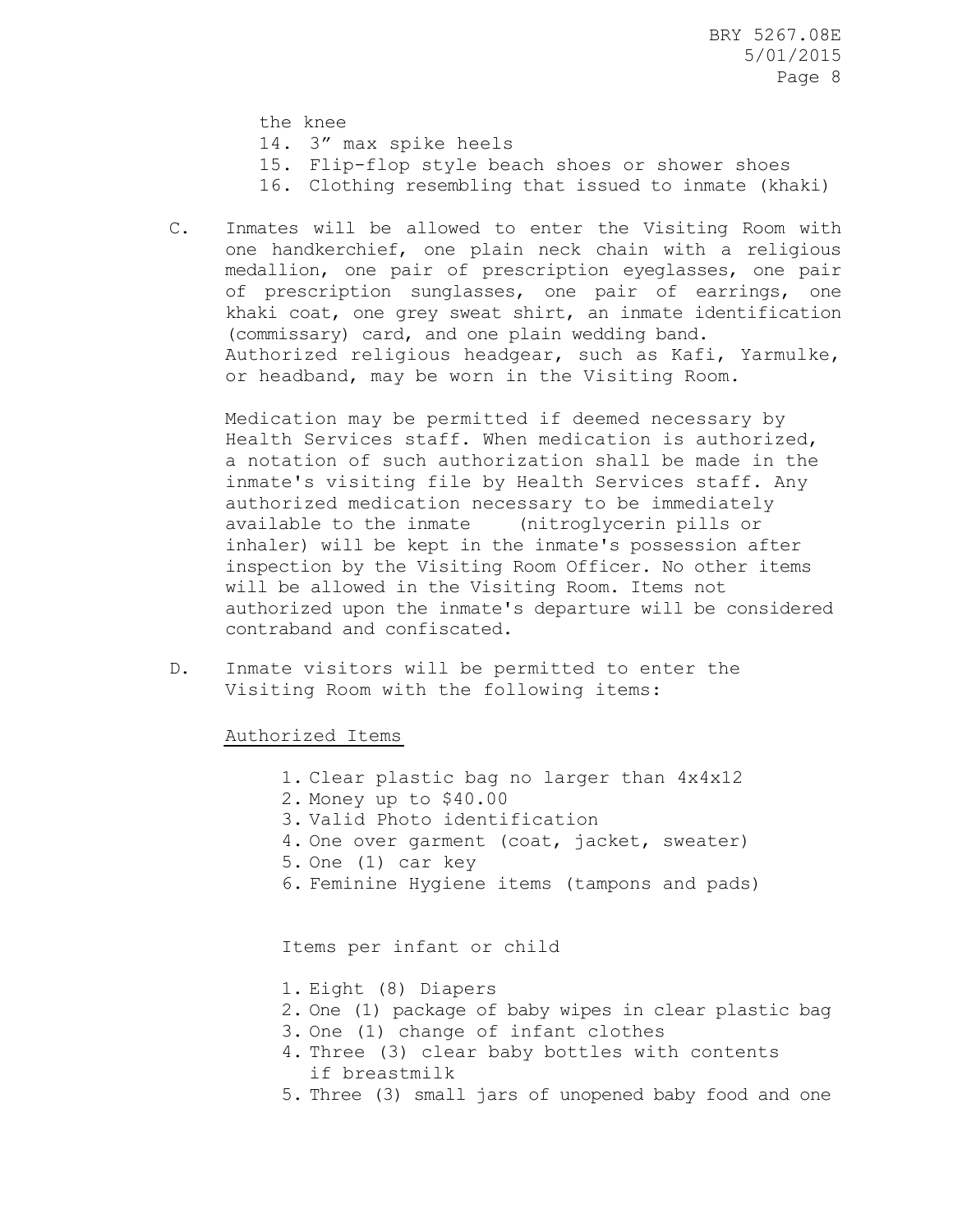the knee
14. 3” max spike heels
15. Flip-flop style beach shoes or shower shoes
16. Clothing resembling that issued to inmate (khaki)

C. Inmates will be allowed to enter the Visiting Room with one handkerchief, one plain neck chain with a religious medallion, one pair of prescription eyeglasses, one pair of prescription sunglasses, one pair of earrings, one khaki coat, one grey sweat shirt, an inmate identification (commissary) card, and one plain wedding band. Authorized religious headgear, such as Kafi, Yarmulke, or headband, may be worn in the Visiting Room.

   Medication may be permitted if deemed necessary by Health Services staff. When medication is authorized, a notation of such authorization shall be made in the inmate's visiting file by Health Services staff. Any authorized medication necessary to be immediately available to the inmate (nitroglycerin pills or inhaler) will be kept in the inmate's possession after inspection by the Visiting Room Officer. No other items will be allowed in the Visiting Room. Items not authorized upon the inmate's departure will be considered contraband and confiscated.

D. Inmate visitors will be permitted to enter the Visiting Room with the following items:

   Authorized Items

   1. Clear plastic bag no larger than 4x4x12
   2. Money up to $40.00
   3. Valid Photo identification
   4. One over garment (coat, jacket, sweater)
   5. One (1) car key
   6. Feminine Hygiene items (tampons and pads)

   Items per infant or child

   1. Eight (8) Diapers
   2. One (1) package of baby wipes in clear plastic bag
   3. One (1) change of infant clothes
   4. Three (3) clear baby bottles with contents if breastmilk
   5. Three (3) small jars of unopened baby food and one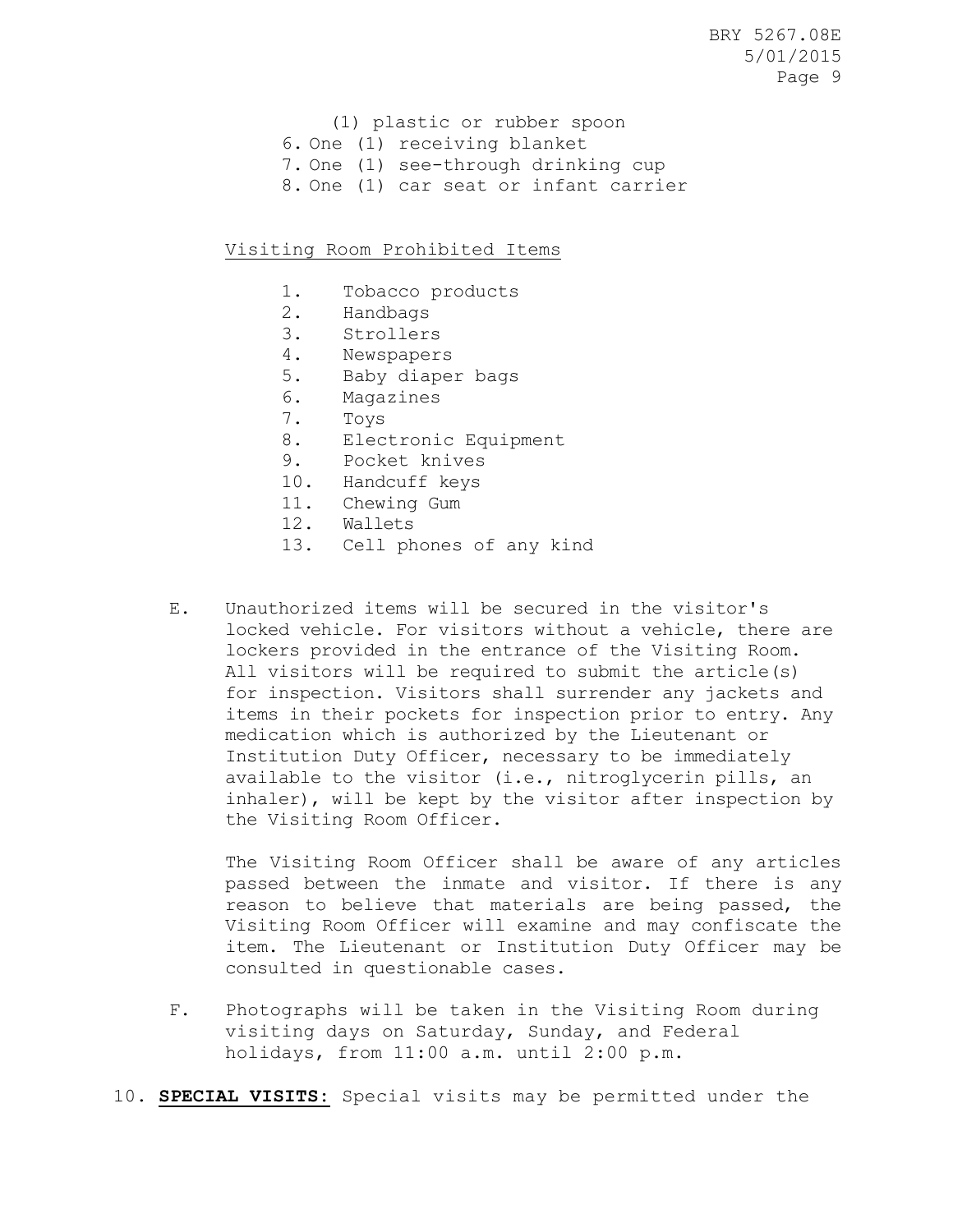(1) plastic or rubber spoon

6. One (1) receiving blanket
7. One (1) see-through drinking cup
8. One (1) car seat or infant carrier

<u>Visiting Room Prohibited Items</u>

1. Tobacco products
2. Handbags
3. Strollers
4. Newspapers
5. Baby diaper bags
6. Magazines
7. Toys
8. Electronic Equipment
9. Pocket knives
10. Handcuff keys
11. Chewing Gum
12. Wallets
13. Cell phones of any kind

E. Unauthorized items will be secured in the visitor's locked vehicle. For visitors without a vehicle, there are lockers provided in the entrance of the Visiting Room. All visitors will be required to submit the article(s) for inspection. Visitors shall surrender any jackets and items in their pockets for inspection prior to entry. Any medication which is authorized by the Lieutenant or Institution Duty Officer, necessary to be immediately available to the visitor (i.e., nitroglycerin pills, an inhaler), will be kept by the visitor after inspection by the Visiting Room Officer.

The Visiting Room Officer shall be aware of any articles passed between the inmate and visitor. If there is any reason to believe that materials are being passed, the Visiting Room Officer will examine and may confiscate the item. The Lieutenant or Institution Duty Officer may be consulted in questionable cases.

F. Photographs will be taken in the Visiting Room during visiting days on Saturday, Sunday, and Federal holidays, from 11:00 a.m. until 2:00 p.m.

10. **<u>SPECIAL VISITS:</u>** Special visits may be permitted under the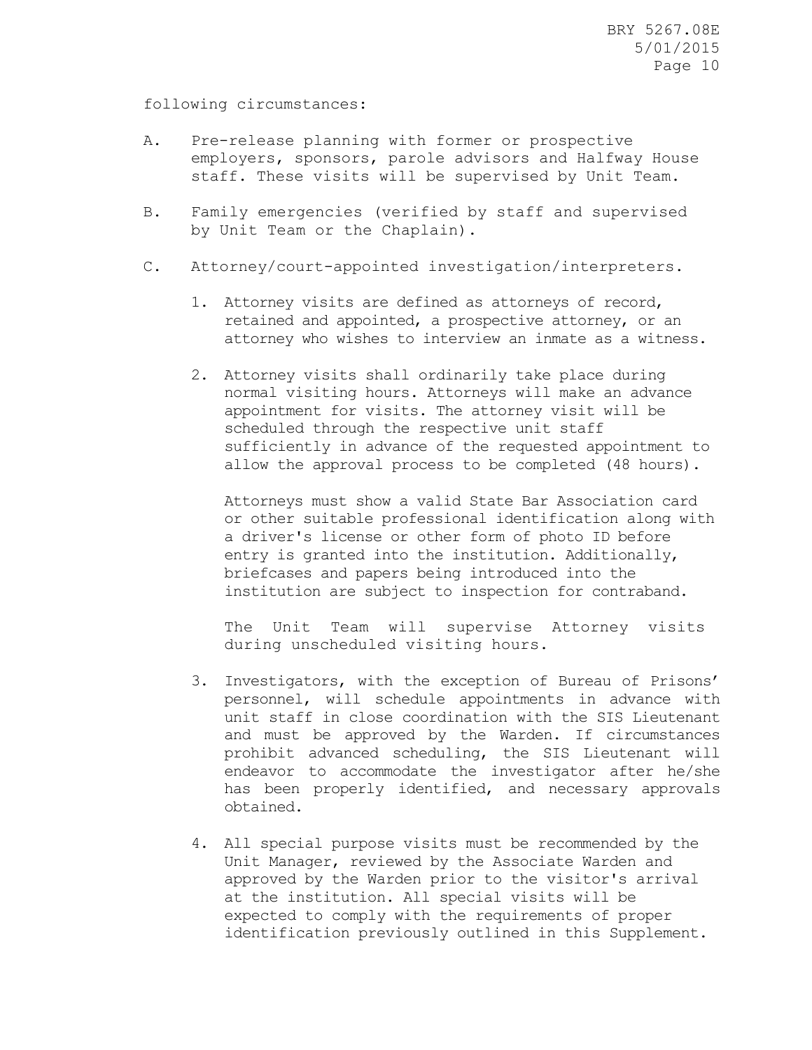following circumstances:

A. Pre-release planning with former or prospective employers, sponsors, parole advisors and Halfway House staff. These visits will be supervised by Unit Team.

B. Family emergencies (verified by staff and supervised by Unit Team or the Chaplain).

C. Attorney/court-appointed investigation/interpreters.

   1. Attorney visits are defined as attorneys of record, retained and appointed, a prospective attorney, or an attorney who wishes to interview an inmate as a witness.

   2. Attorney visits shall ordinarily take place during normal visiting hours. Attorneys will make an advance appointment for visits. The attorney visit will be scheduled through the respective unit staff sufficiently in advance of the requested appointment to allow the approval process to be completed (48 hours).

      Attorneys must show a valid State Bar Association card or other suitable professional identification along with a driver's license or other form of photo ID before entry is granted into the institution. Additionally, briefcases and papers being introduced into the institution are subject to inspection for contraband.

      The Unit Team will supervise Attorney visits during unscheduled visiting hours.

   3. Investigators, with the exception of Bureau of Prisons' personnel, will schedule appointments in advance with unit staff in close coordination with the SIS Lieutenant and must be approved by the Warden. If circumstances prohibit advanced scheduling, the SIS Lieutenant will endeavor to accommodate the investigator after he/she has been properly identified, and necessary approvals obtained.

   4. All special purpose visits must be recommended by the Unit Manager, reviewed by the Associate Warden and approved by the Warden prior to the visitor's arrival at the institution. All special visits will be expected to comply with the requirements of proper identification previously outlined in this Supplement.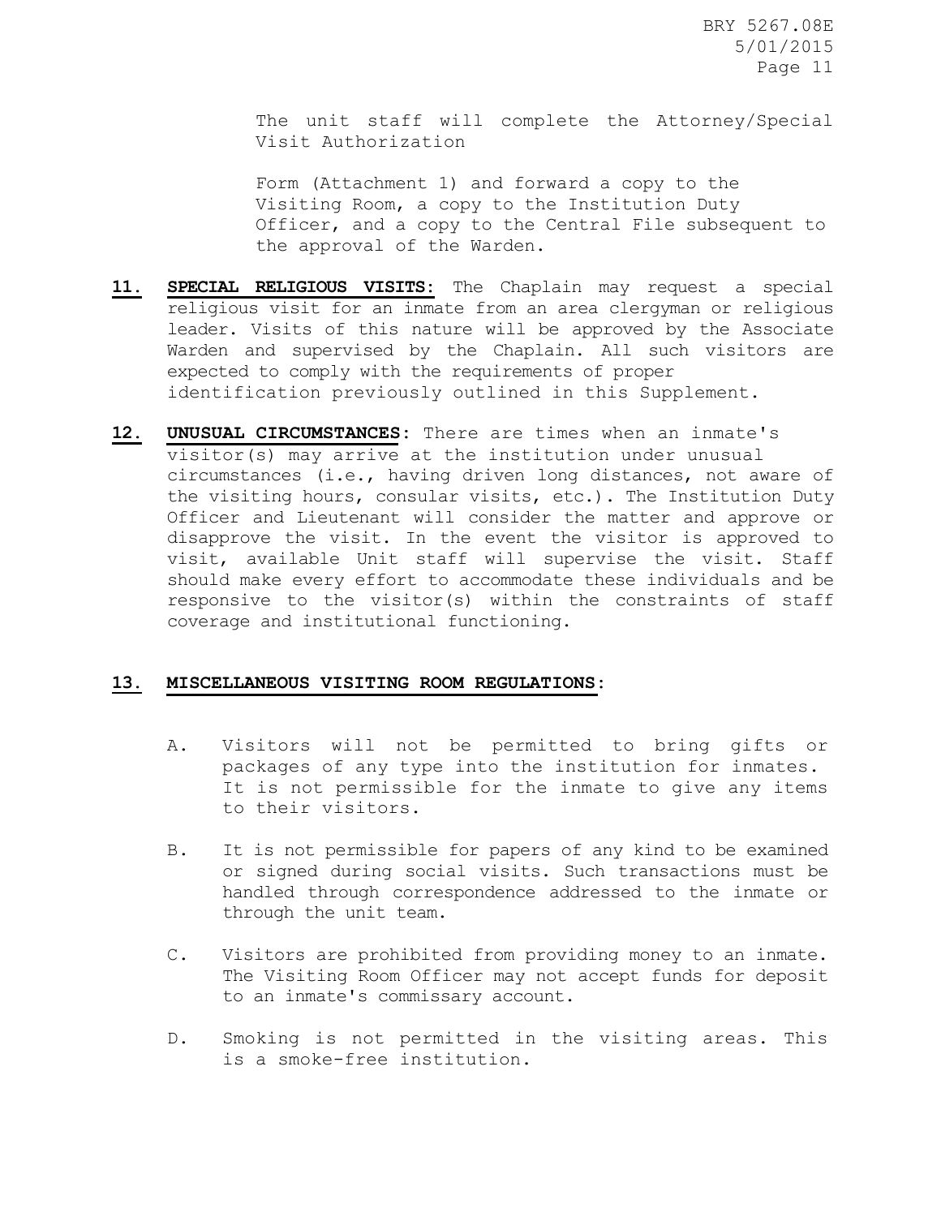The unit staff will complete the Attorney/Special Visit Authorization

Form (Attachment 1) and forward a copy to the Visiting Room, a copy to the Institution Duty Officer, and a copy to the Central File subsequent to the approval of the Warden.

**11. SPECIAL RELIGIOUS VISITS:** The Chaplain may request a special religious visit for an inmate from an area clergyman or religious leader. Visits of this nature will be approved by the Associate Warden and supervised by the Chaplain. All such visitors are expected to comply with the requirements of proper identification previously outlined in this Supplement.

**12. UNUSUAL CIRCUMSTANCES:** There are times when an inmate's visitor(s) may arrive at the institution under unusual circumstances (i.e., having driven long distances, not aware of the visiting hours, consular visits, etc.). The Institution Duty Officer and Lieutenant will consider the matter and approve or disapprove the visit. In the event the visitor is approved to visit, available Unit staff will supervise the visit. Staff should make every effort to accommodate these individuals and be responsive to the visitor(s) within the constraints of staff coverage and institutional functioning.

**13. MISCELLANEOUS VISITING ROOM REGULATIONS:**

A. Visitors will not be permitted to bring gifts or packages of any type into the institution for inmates. It is not permissible for the inmate to give any items to their visitors.

B. It is not permissible for papers of any kind to be examined or signed during social visits. Such transactions must be handled through correspondence addressed to the inmate or through the unit team.

C. Visitors are prohibited from providing money to an inmate. The Visiting Room Officer may not accept funds for deposit to an inmate's commissary account.

D. Smoking is not permitted in the visiting areas. This is a smoke-free institution.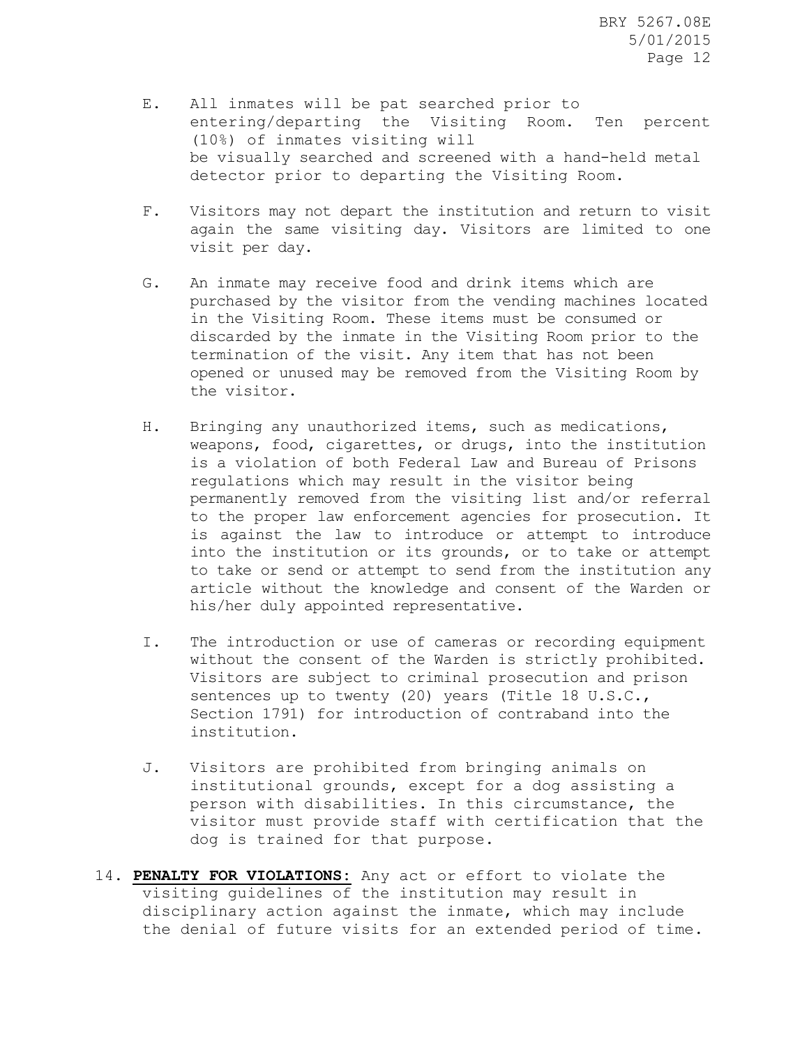E. All inmates will be pat searched prior to entering/departing the Visiting Room. Ten percent (10%) of inmates visiting will be visually searched and screened with a hand-held metal detector prior to departing the Visiting Room.

F. Visitors may not depart the institution and return to visit again the same visiting day. Visitors are limited to one visit per day.

G. An inmate may receive food and drink items which are purchased by the visitor from the vending machines located in the Visiting Room. These items must be consumed or discarded by the inmate in the Visiting Room prior to the termination of the visit. Any item that has not been opened or unused may be removed from the Visiting Room by the visitor.

H. Bringing any unauthorized items, such as medications, weapons, food, cigarettes, or drugs, into the institution is a violation of both Federal Law and Bureau of Prisons regulations which may result in the visitor being permanently removed from the visiting list and/or referral to the proper law enforcement agencies for prosecution. It is against the law to introduce or attempt to introduce into the institution or its grounds, or to take or attempt to take or send or attempt to send from the institution any article without the knowledge and consent of the Warden or his/her duly appointed representative.

I. The introduction or use of cameras or recording equipment without the consent of the Warden is strictly prohibited. Visitors are subject to criminal prosecution and prison sentences up to twenty (20) years (Title 18 U.S.C., Section 1791) for introduction of contraband into the institution.

J. Visitors are prohibited from bringing animals on institutional grounds, except for a dog assisting a person with disabilities. In this circumstance, the visitor must provide staff with certification that the dog is trained for that purpose.

14. **PENALTY FOR VIOLATIONS:** Any act or effort to violate the visiting guidelines of the institution may result in disciplinary action against the inmate, which may include the denial of future visits for an extended period of time.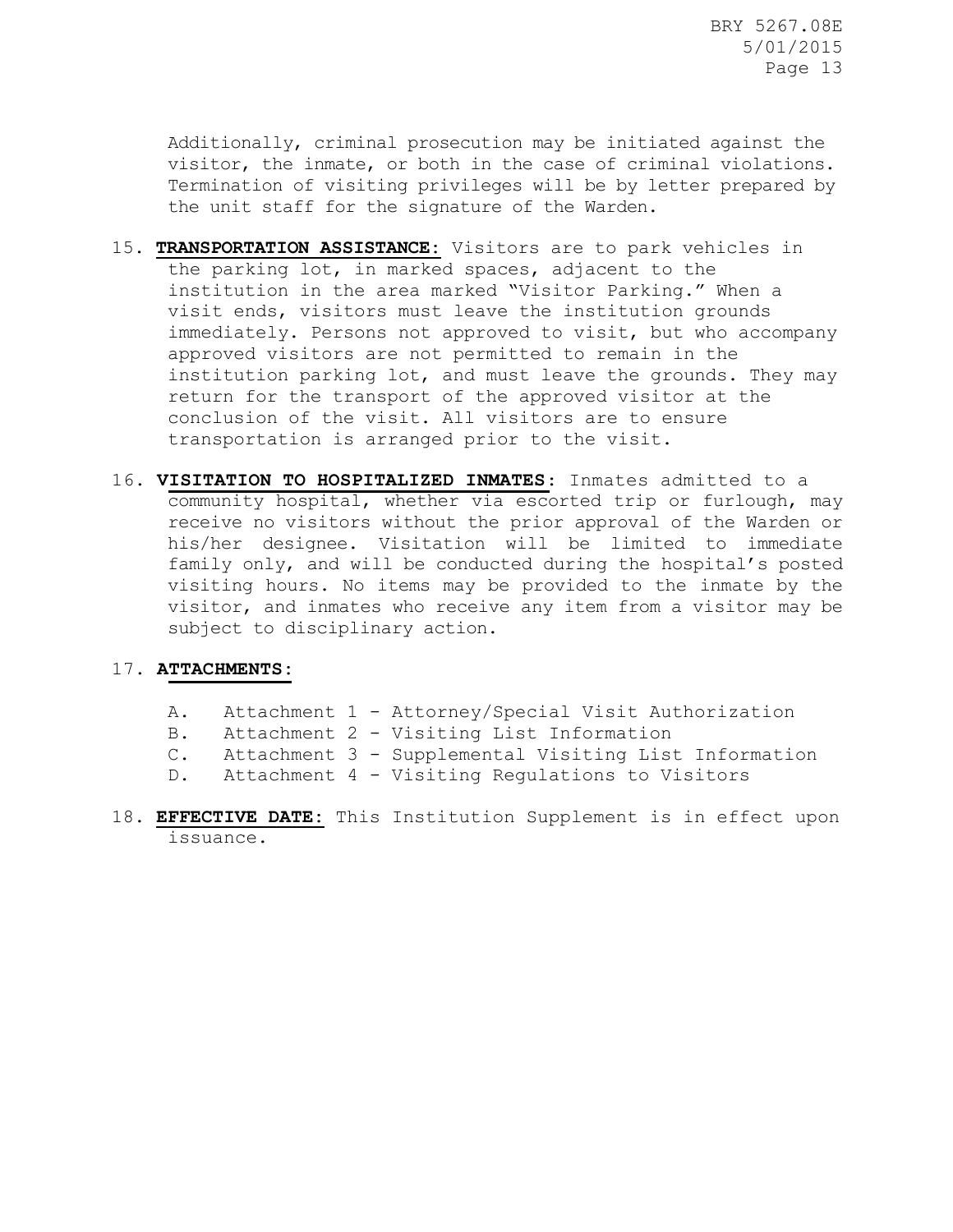Additionally, criminal prosecution may be initiated against the visitor, the inmate, or both in the case of criminal violations. Termination of visiting privileges will be by letter prepared by the unit staff for the signature of the Warden.

15. **TRANSPORTATION ASSISTANCE:** Visitors are to park vehicles in the parking lot, in marked spaces, adjacent to the institution in the area marked "Visitor Parking." When a visit ends, visitors must leave the institution grounds immediately. Persons not approved to visit, but who accompany approved visitors are not permitted to remain in the institution parking lot, and must leave the grounds. They may return for the transport of the approved visitor at the conclusion of the visit. All visitors are to ensure transportation is arranged prior to the visit.

16. **VISITATION TO HOSPITALIZED INMATES:** Inmates admitted to a community hospital, whether via escorted trip or furlough, may receive no visitors without the prior approval of the Warden or his/her designee. Visitation will be limited to immediate family only, and will be conducted during the hospital's posted visiting hours. No items may be provided to the inmate by the visitor, and inmates who receive any item from a visitor may be subject to disciplinary action.

17. **ATTACHMENTS:**

    A. Attachment 1 - Attorney/Special Visit Authorization
    B. Attachment 2 - Visiting List Information
    C. Attachment 3 - Supplemental Visiting List Information
    D. Attachment 4 - Visiting Regulations to Visitors

18. **EFFECTIVE DATE:** This Institution Supplement is in effect upon issuance.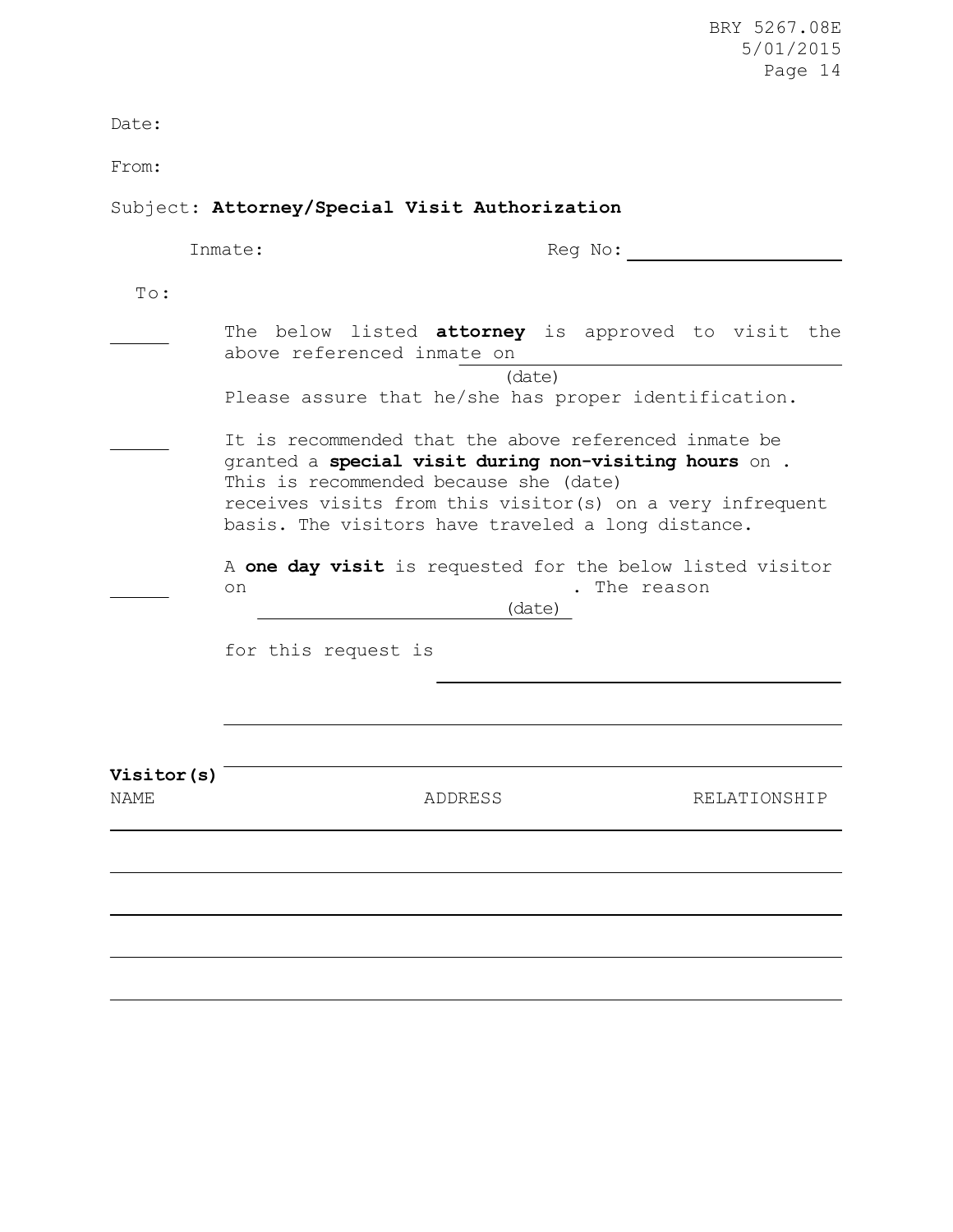Date:

From:

Subject: **Attorney/Special Visit Authorization**

Inmate: Reg No: ____________________

To:

______ The below listed **attorney** is approved to visit the above referenced inmate on ______________________________ (date)
Please assure that he/she has proper identification.

______ It is recommended that the above referenced inmate be granted a **special visit during non-visiting hours** on . This is recommended because she (date) receives visits from this visitor(s) on a very infrequent basis. The visitors have traveled a long distance.

______ A **one day visit** is requested for the below listed visitor on ________________________ (date) . The reason for this request is ______________________________________

______________________________________________________

______________________________________________________

**Visitor(s)**

| NAME | ADDRESS | RELATIONSHIP |
|---|---|---|
| | | |
| | | |
| | | |
| | | |
| | | |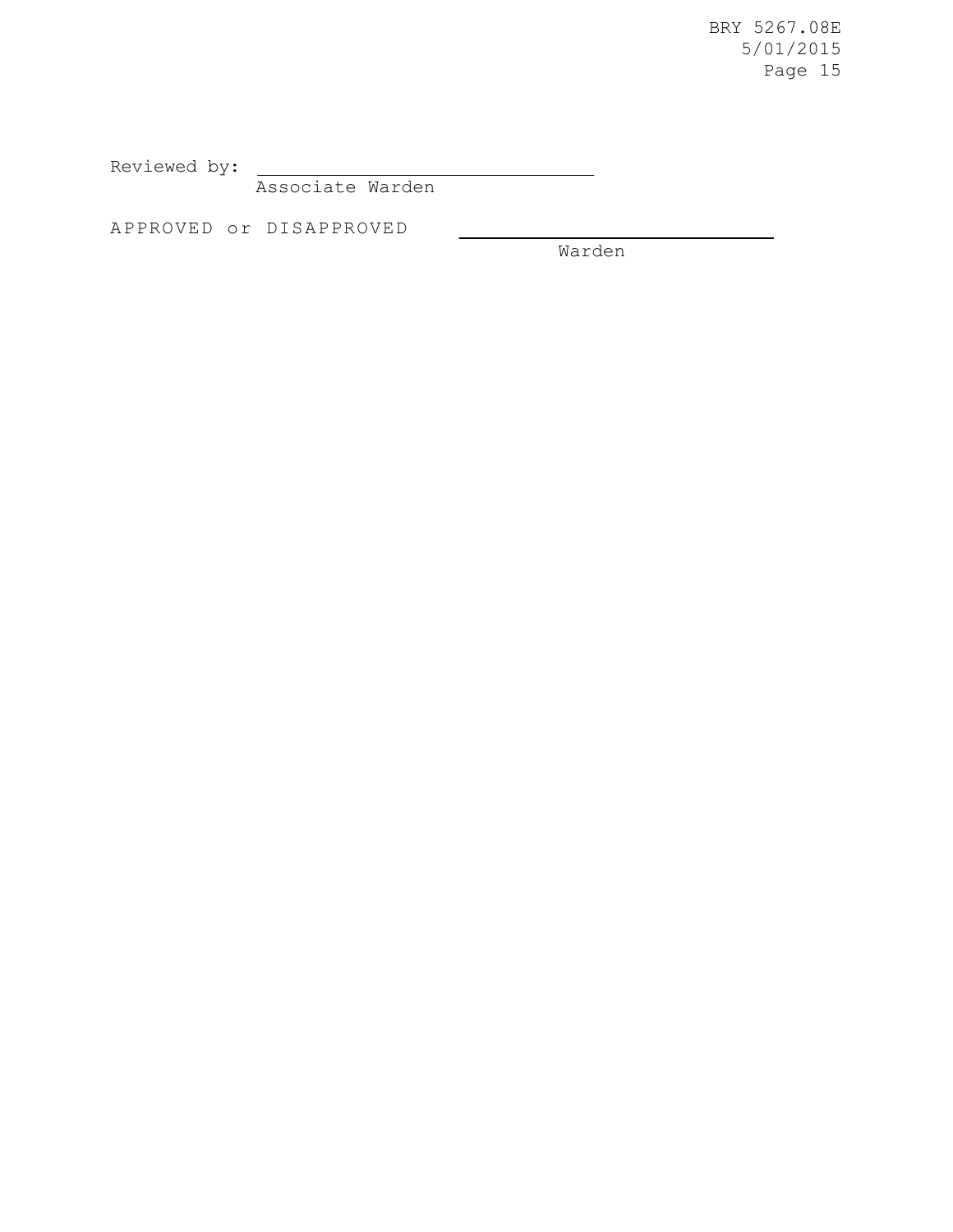Reviewed by: ______________________________
Associate Warden

APPROVED or DISAPPROVED ______________________________
Warden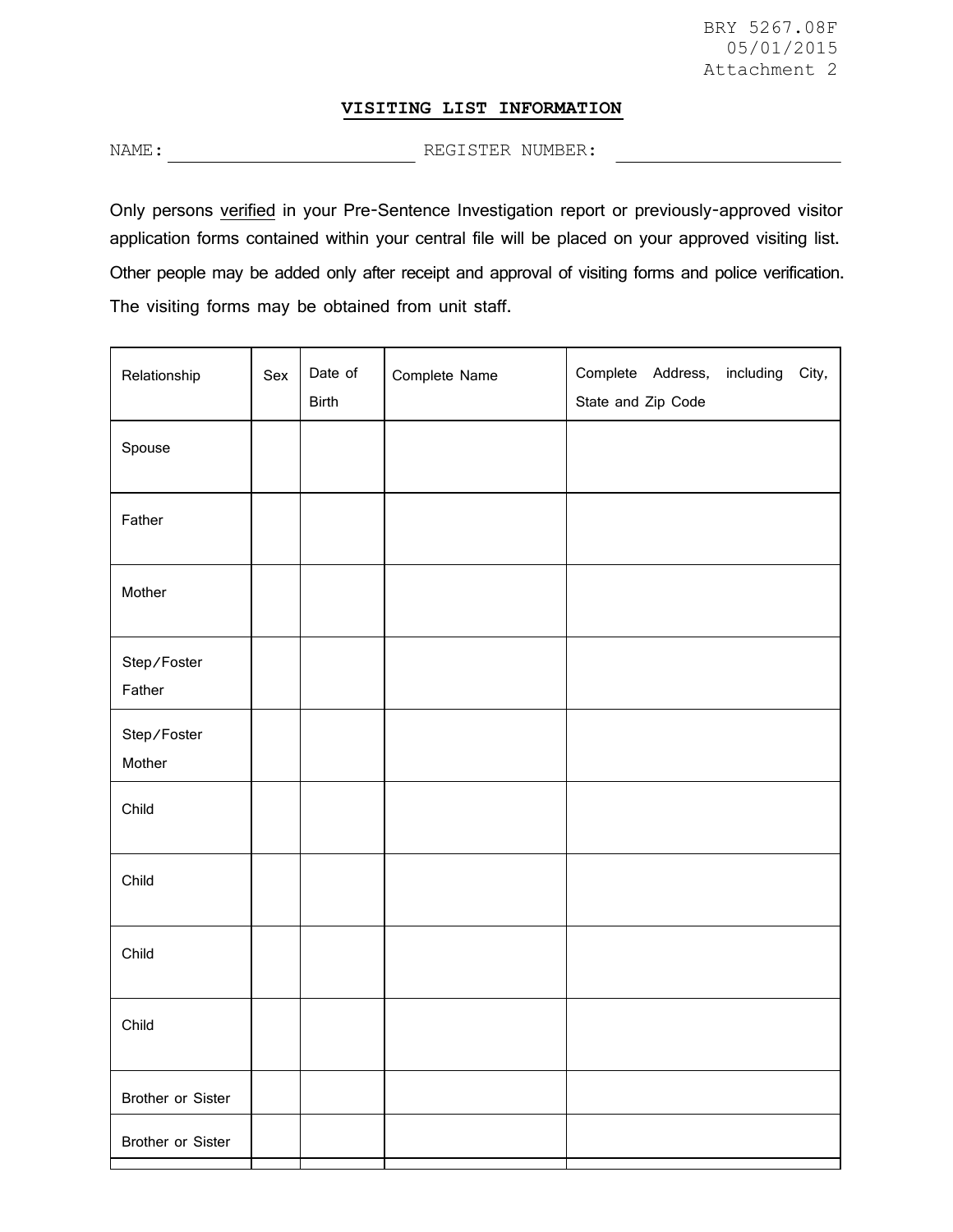BRY 5267.08F
05/01/2015
Attachment 2

# VISITING LIST INFORMATION

NAME: ________________________ REGISTER NUMBER: ________________________

Only persons verified in your Pre-Sentence Investigation report or previously-approved visitor application forms contained within your central file will be placed on your approved visiting list. Other people may be added only after receipt and approval of visiting forms and police verification. The visiting forms may be obtained from unit staff.

| Relationship | Sex | Date of Birth | Complete Name | Complete Address, including City, State and Zip Code |
|---|---|---|---|---|
| Spouse | | | | |
| Father | | | | |
| Mother | | | | |
| Step/Foster Father | | | | |
| Step/Foster Mother | | | | |
| Child | | | | |
| Child | | | | |
| Child | | | | |
| Child | | | | |
| Brother or Sister | | | | |
| Brother or Sister | | | | |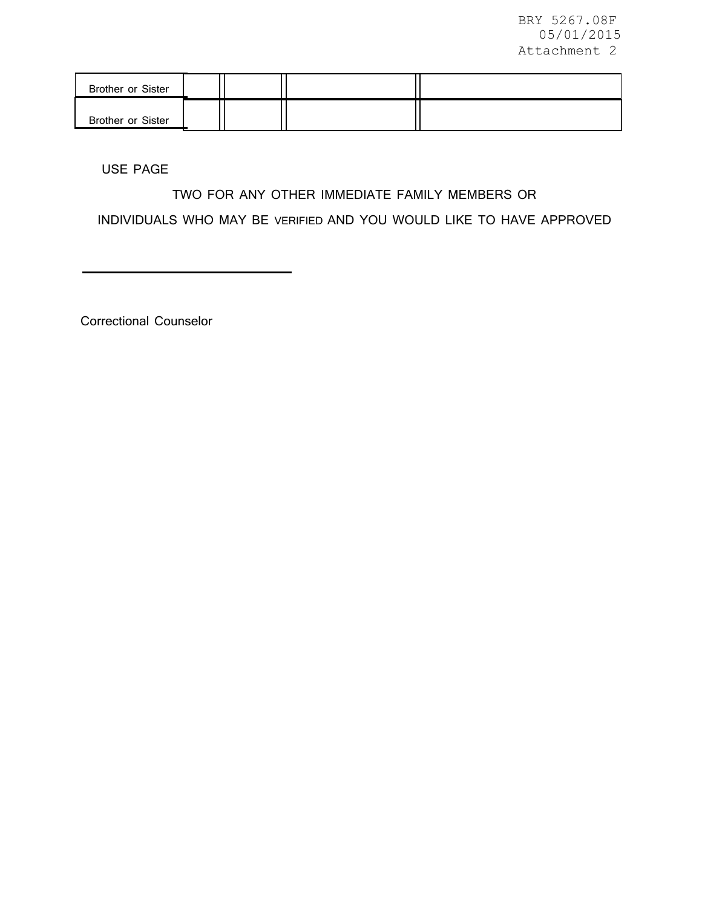| | | | | |
|---|---|---|---|---|
| Brother or Sister | | | | |
| Brother or Sister | | | | |

USE PAGE

TWO FOR ANY OTHER IMMEDIATE FAMILY MEMBERS OR

INDIVIDUALS WHO MAY BE VERIFIED AND YOU WOULD LIKE TO HAVE APPROVED

______________________________

Correctional Counselor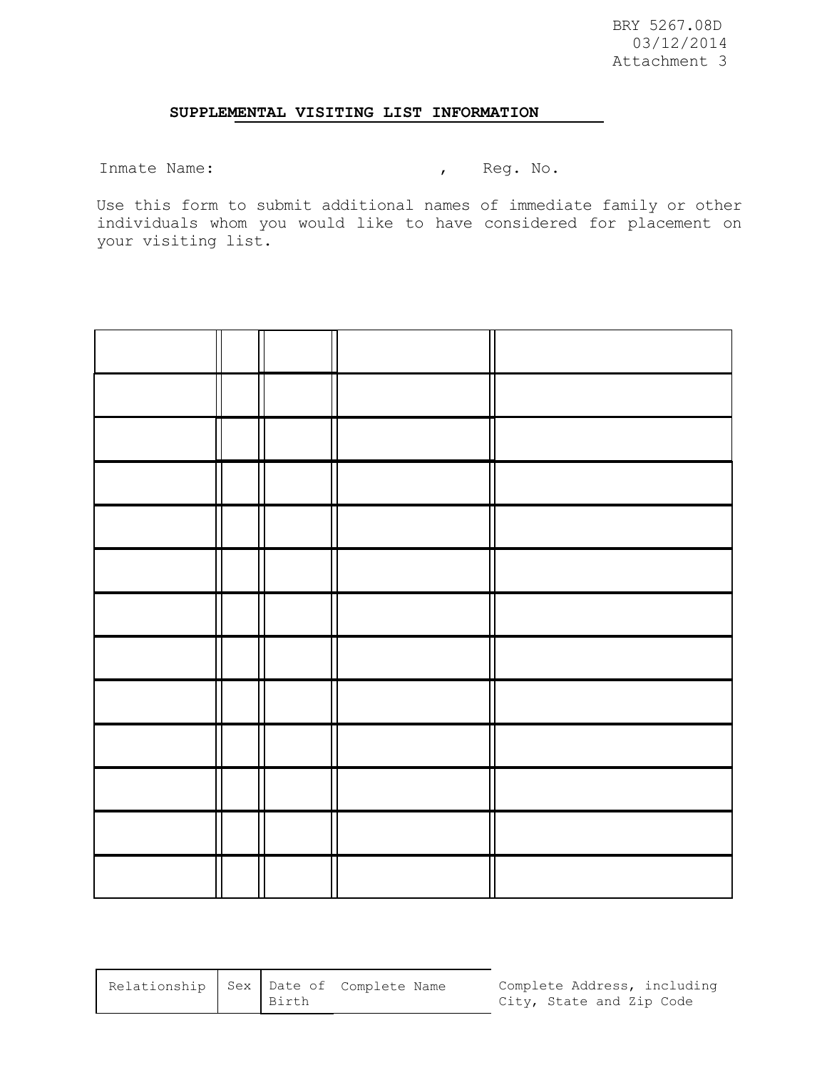BRY 5267.08D
03/12/2014
Attachment 3

## SUPPLEMENTAL VISITING LIST INFORMATION

Inmate Name: , Reg. No.

Use this form to submit additional names of immediate family or other individuals whom you would like to have considered for placement on your visiting list.

| Relationship | Sex | Date of Birth | Complete Name | Complete Address, including City, State and Zip Code |
|---|---|---|---|---|
| | | | | |
| | | | | |
| | | | | |
| | | | | |
| | | | | |
| | | | | |
| | | | | |
| | | | | |
| | | | | |
| | | | | |
| | | | | |
| | | | | |
| | | | | |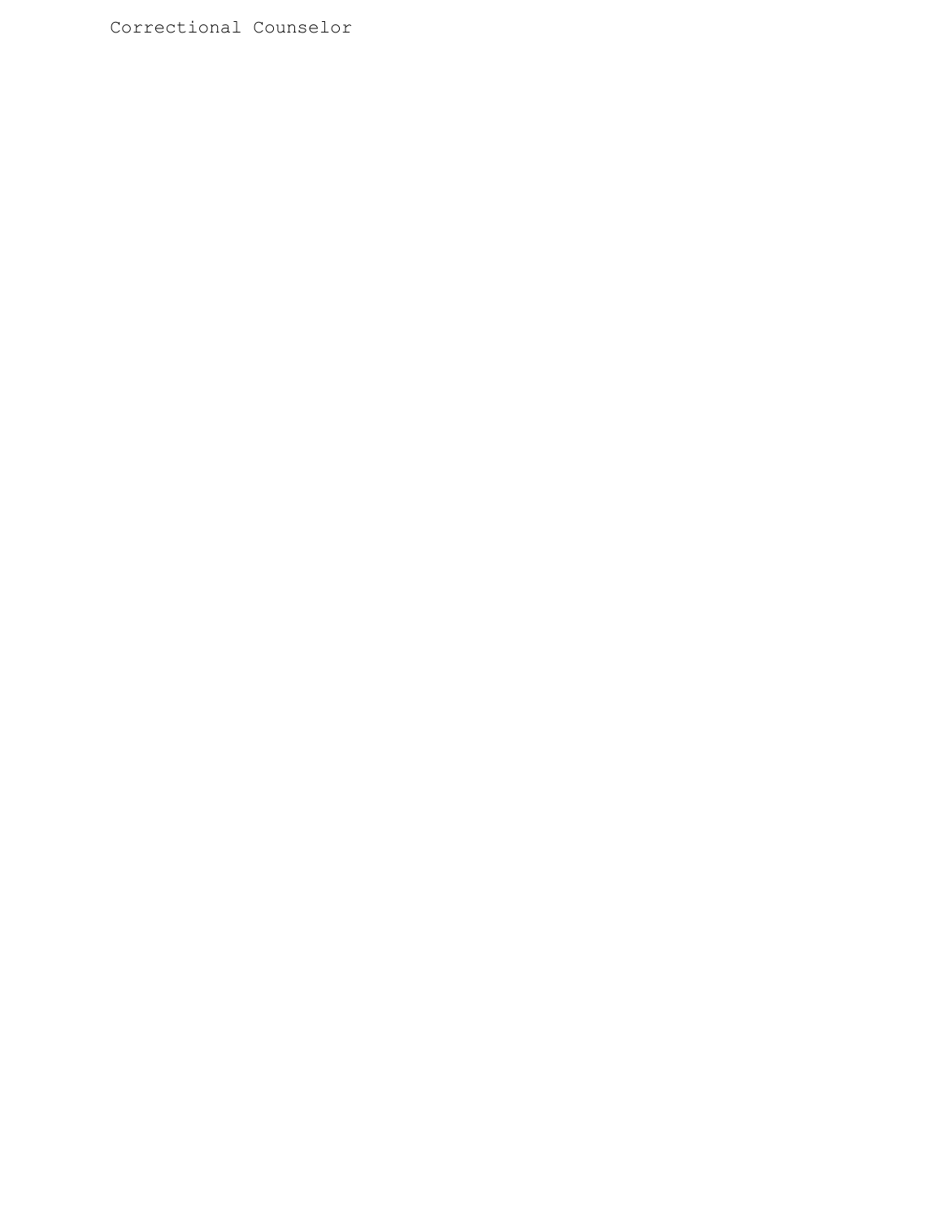Correctional Counselor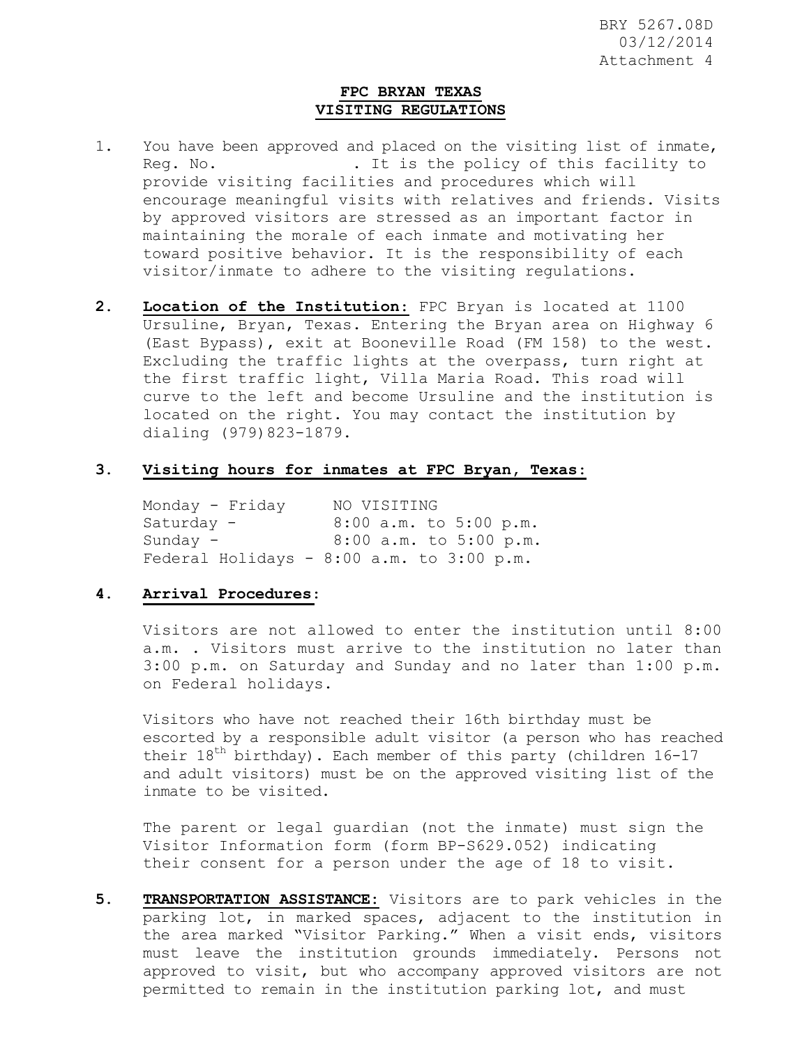BRY 5267.08D
03/12/2014
Attachment 4

# FPC BRYAN TEXAS VISITING REGULATIONS

1. You have been approved and placed on the visiting list of inmate, Reg. No. . It is the policy of this facility to provide visiting facilities and procedures which will encourage meaningful visits with relatives and friends. Visits by approved visitors are stressed as an important factor in maintaining the morale of each inmate and motivating her toward positive behavior. It is the responsibility of each visitor/inmate to adhere to the visiting regulations.

2. **Location of the Institution:** FPC Bryan is located at 1100 Ursuline, Bryan, Texas. Entering the Bryan area on Highway 6 (East Bypass), exit at Booneville Road (FM 158) to the west. Excluding the traffic lights at the overpass, turn right at the first traffic light, Villa Maria Road. This road will curve to the left and become Ursuline and the institution is located on the right. You may contact the institution by dialing (979)823-1879.

3. **Visiting hours for inmates at FPC Bryan, Texas:**

   Monday - Friday NO VISITING
   Saturday - 8:00 a.m. to 5:00 p.m.
   Sunday - 8:00 a.m. to 5:00 p.m.
   Federal Holidays - 8:00 a.m. to 3:00 p.m.

4. **Arrival Procedures:**

   Visitors are not allowed to enter the institution until 8:00 a.m. . Visitors must arrive to the institution no later than 3:00 p.m. on Saturday and Sunday and no later than 1:00 p.m. on Federal holidays.

   Visitors who have not reached their 16th birthday must be escorted by a responsible adult visitor (a person who has reached their 18th birthday). Each member of this party (children 16-17 and adult visitors) must be on the approved visiting list of the inmate to be visited.

   The parent or legal guardian (not the inmate) must sign the Visitor Information form (form BP-S629.052) indicating their consent for a person under the age of 18 to visit.

5. **TRANSPORTATION ASSISTANCE:** Visitors are to park vehicles in the parking lot, in marked spaces, adjacent to the institution in the area marked "Visitor Parking." When a visit ends, visitors must leave the institution grounds immediately. Persons not approved to visit, but who accompany approved visitors are not permitted to remain in the institution parking lot, and must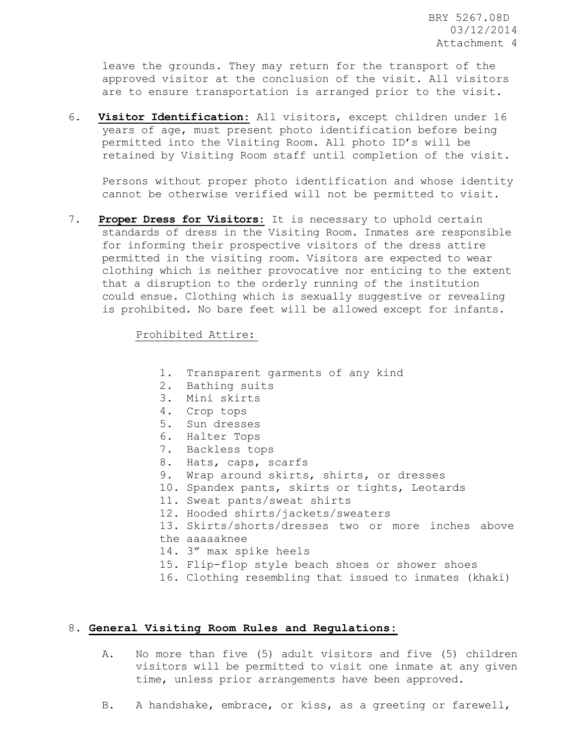leave the grounds. They may return for the transport of the approved visitor at the conclusion of the visit. All visitors are to ensure transportation is arranged prior to the visit.

6. **Visitor Identification:** All visitors, except children under 16 years of age, must present photo identification before being permitted into the Visiting Room. All photo ID's will be retained by Visiting Room staff until completion of the visit.

   Persons without proper photo identification and whose identity cannot be otherwise verified will not be permitted to visit.

7. **Proper Dress for Visitors:** It is necessary to uphold certain standards of dress in the Visiting Room. Inmates are responsible for informing their prospective visitors of the dress attire permitted in the visiting room. Visitors are expected to wear clothing which is neither provocative nor enticing to the extent that a disruption to the orderly running of the institution could ensue. Clothing which is sexually suggestive or revealing is prohibited. No bare feet will be allowed except for infants.

   Prohibited Attire:

   1. Transparent garments of any kind
   2. Bathing suits
   3. Mini skirts
   4. Crop tops
   5. Sun dresses
   6. Halter Tops
   7. Backless tops
   8. Hats, caps, scarfs
   9. Wrap around skirts, shirts, or dresses
   10. Spandex pants, skirts or tights, Leotards
   11. Sweat pants/sweat shirts
   12. Hooded shirts/jackets/sweaters
   13. Skirts/shorts/dresses two or more inches above the aaaaaknee
   14. 3" max spike heels
   15. Flip-flop style beach shoes or shower shoes
   16. Clothing resembling that issued to inmates (khaki)

8. **General Visiting Room Rules and Regulations:**

   A. No more than five (5) adult visitors and five (5) children visitors will be permitted to visit one inmate at any given time, unless prior arrangements have been approved.

   B. A handshake, embrace, or kiss, as a greeting or farewell,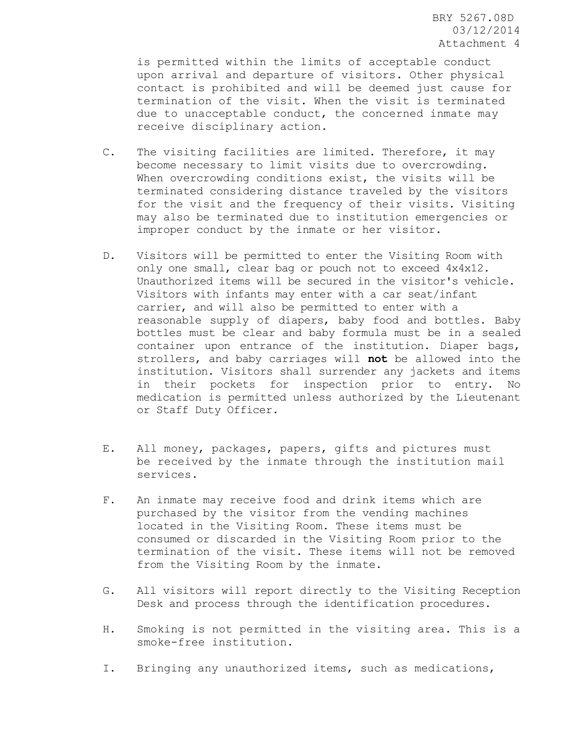is permitted within the limits of acceptable conduct upon arrival and departure of visitors. Other physical contact is prohibited and will be deemed just cause for termination of the visit. When the visit is terminated due to unacceptable conduct, the concerned inmate may receive disciplinary action.

C. The visiting facilities are limited. Therefore, it may become necessary to limit visits due to overcrowding. When overcrowding conditions exist, the visits will be terminated considering distance traveled by the visitors for the visit and the frequency of their visits. Visiting may also be terminated due to institution emergencies or improper conduct by the inmate or her visitor.

D. Visitors will be permitted to enter the Visiting Room with only one small, clear bag or pouch not to exceed 4x4x12. Unauthorized items will be secured in the visitor's vehicle. Visitors with infants may enter with a car seat/infant carrier, and will also be permitted to enter with a reasonable supply of diapers, baby food and bottles. Baby bottles must be clear and baby formula must be in a sealed container upon entrance of the institution. Diaper bags, strollers, and baby carriages will **not** be allowed into the institution. Visitors shall surrender any jackets and items in their pockets for inspection prior to entry. No medication is permitted unless authorized by the Lieutenant or Staff Duty Officer.

E. All money, packages, papers, gifts and pictures must be received by the inmate through the institution mail services.

F. An inmate may receive food and drink items which are purchased by the visitor from the vending machines located in the Visiting Room. These items must be consumed or discarded in the Visiting Room prior to the termination of the visit. These items will not be removed from the Visiting Room by the inmate.

G. All visitors will report directly to the Visiting Reception Desk and process through the identification procedures.

H. Smoking is not permitted in the visiting area. This is a smoke-free institution.

I. Bringing any unauthorized items, such as medications,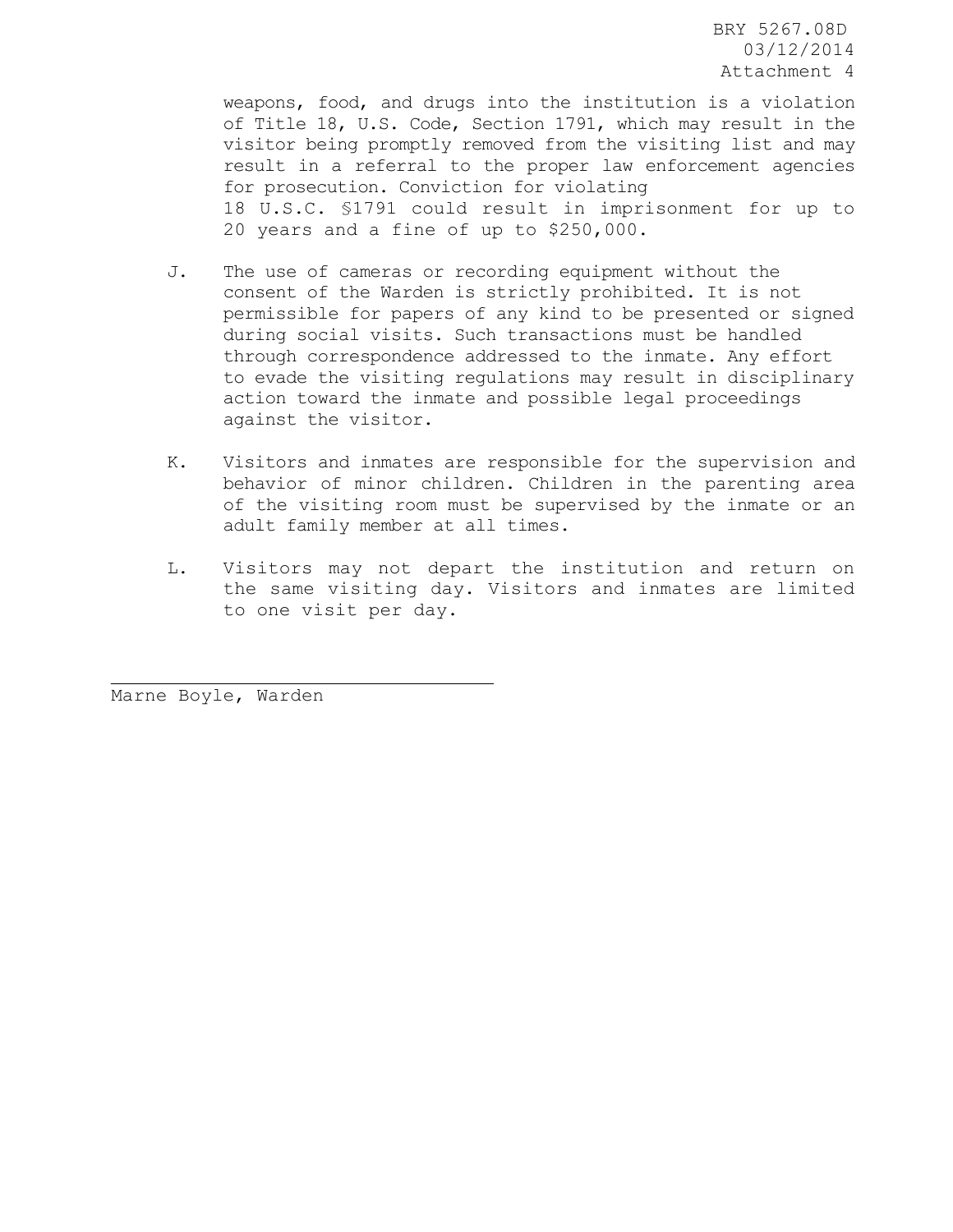weapons, food, and drugs into the institution is a violation of Title 18, U.S. Code, Section 1791, which may result in the visitor being promptly removed from the visiting list and may result in a referral to the proper law enforcement agencies for prosecution. Conviction for violating 18 U.S.C. §1791 could result in imprisonment for up to 20 years and a fine of up to $250,000.

J. The use of cameras or recording equipment without the consent of the Warden is strictly prohibited. It is not permissible for papers of any kind to be presented or signed during social visits. Such transactions must be handled through correspondence addressed to the inmate. Any effort to evade the visiting regulations may result in disciplinary action toward the inmate and possible legal proceedings against the visitor.

K. Visitors and inmates are responsible for the supervision and behavior of minor children. Children in the parenting area of the visiting room must be supervised by the inmate or an adult family member at all times.

L. Visitors may not depart the institution and return on the same visiting day. Visitors and inmates are limited to one visit per day.

---

Marne Boyle, Warden